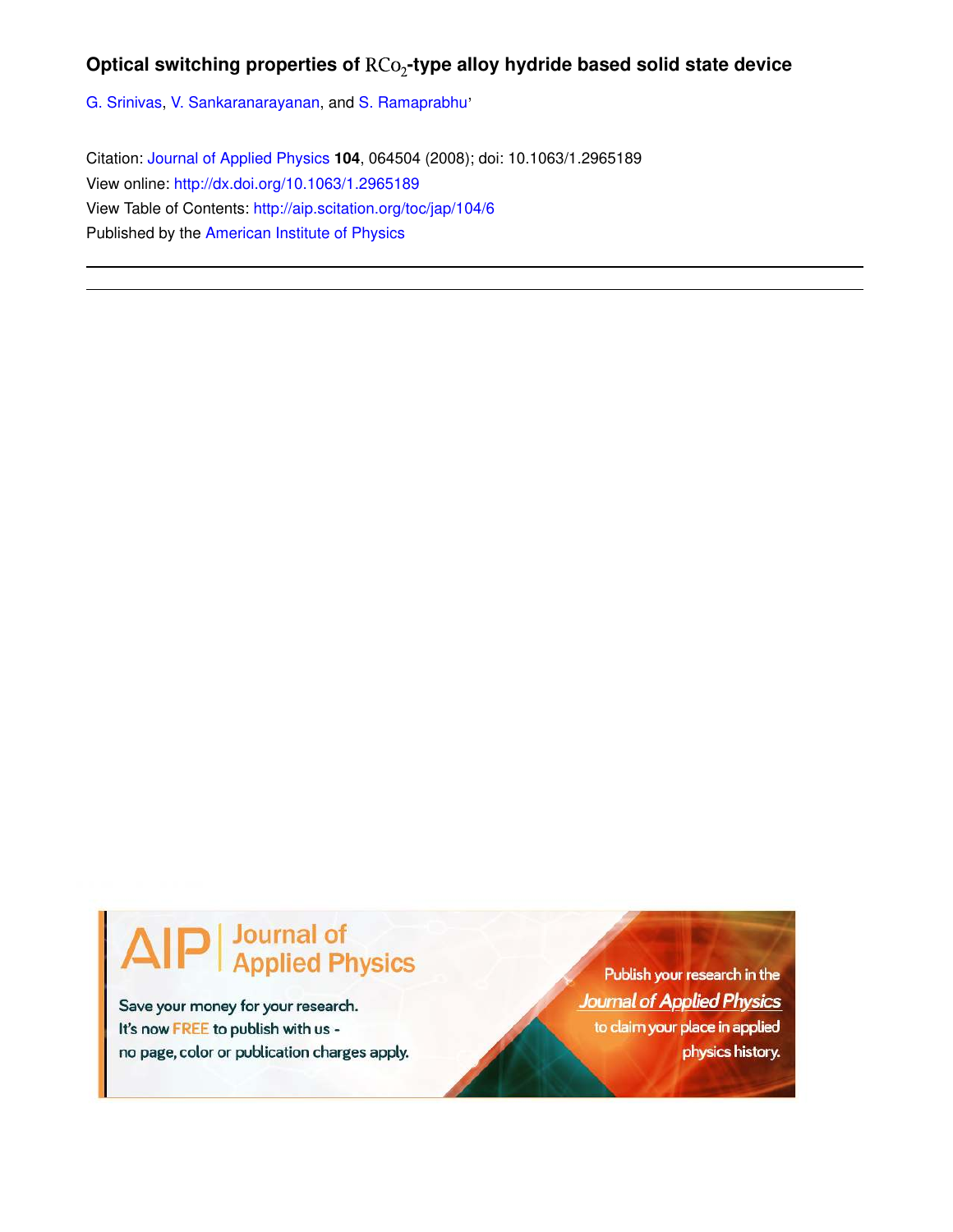**Optical switching properties of $RCo_2$-type alloy hydride based solid state device**

G. Srinivas, V. Sankaranarayanan, and S. Ramaprabhu

Citation: Journal of Applied Physics **104**, 064504 (2008); doi: 10.1063/1.2965189

View online: http://dx.doi.org/10.1063/1.2965189

View Table of Contents: http://aip.scitation.org/toc/jap/104/6

Published by the American Institute of Physics

AIP | Journal of Applied Physics

Save your money for your research.
It's now FREE to publish with us -
no page, color or publication charges apply.

Publish your research in the *Journal of Applied Physics* to claim your place in applied physics history.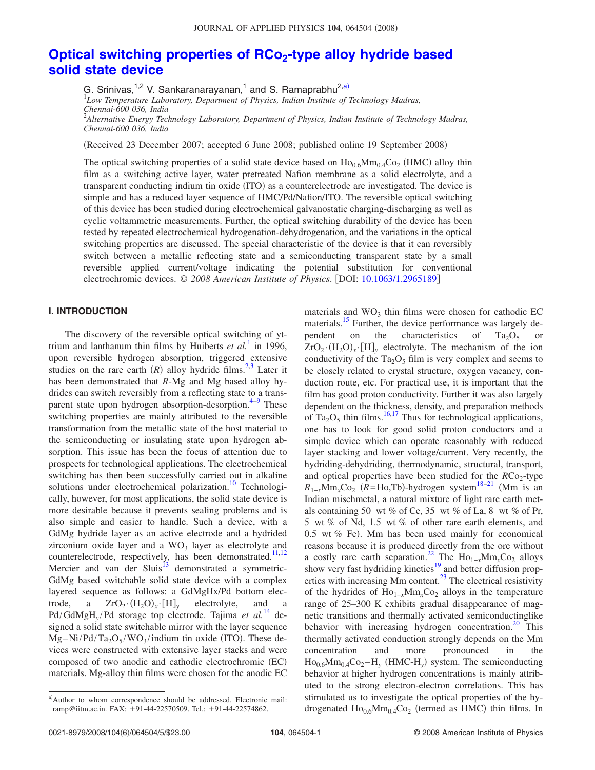# Optical switching properties of $RCo_2$-type alloy hydride based solid state device

G. Srinivas,[1,2] V. Sankaranarayanan,[1] and S. Ramaprabhu[2,a)]

[1]*Low Temperature Laboratory, Department of Physics, Indian Institute of Technology Madras, Chennai-600 036, India*
[2]*Alternative Energy Technology Laboratory, Department of Physics, Indian Institute of Technology Madras, Chennai-600 036, India*

(Received 23 December 2007; accepted 6 June 2008; published online 19 September 2008)

The optical switching properties of a solid state device based on $Ho_{0.6}Mm_{0.4}Co_2$ (HMC) alloy thin film as a switching active layer, water pretreated Nafion membrane as a solid electrolyte, and a transparent conducting indium tin oxide (ITO) as a counterelectrode are investigated. The device is simple and has a reduced layer sequence of HMC/Pd/Nafion/ITO. The reversible optical switching of this device has been studied during electrochemical galvanostatic charging-discharging as well as cyclic voltammetric measurements. Further, the optical switching durability of the device has been tested by repeated electrochemical hydrogenation-dehydrogenation, and the variations in the optical switching properties are discussed. The special characteristic of the device is that it can reversibly switch between a metallic reflecting state and a semiconducting transparent state by a small reversible applied current/voltage indicating the potential substitution for conventional electrochromic devices. © *2008 American Institute of Physics*. [DOI: 10.1063/1.2965189]

## I. INTRODUCTION

The discovery of the reversible optical switching of yttrium and lanthanum thin films by Huiberts *et al.*[1] in 1996, upon reversible hydrogen absorption, triggered extensive studies on the rare earth ($R$) alloy hydride films.[2,3] Later it has been demonstrated that $R$-Mg and Mg based alloy hydrides can switch reversibly from a reflecting state to a transparent state upon hydrogen absorption-desorption.[4–9] These switching properties are mainly attributed to the reversible transformation from the metallic state of the host material to the semiconducting or insulating state upon hydrogen absorption. This issue has been the focus of attention due to prospects for technological applications. The electrochemical switching has then been successfully carried out in alkaline solutions under electrochemical polarization.[10] Technologically, however, for most applications, the solid state device is more desirable because it prevents sealing problems and is also simple and easier to handle. Such a device, with a GdMg hydride layer as an active electrode and a hydrided zirconium oxide layer and a $WO_3$ layer as electrolyte and counterelectrode, respectively, has been demonstrated.[11,12] Mercier and van der Sluis[13] demonstrated a symmetric-GdMg based switchable solid state device with a complex layered sequence as follows: a GdMgHx/Pd bottom electrode, a $ZrO_2 \cdot (H_2O)_x \cdot [H]_y$ electrolyte, and a Pd/GdMg$H_y$/Pd storage top electrode. Tajima *et al.*[14] designed a solid state switchable mirror with the layer sequence Mg–Ni/Pd/$Ta_2O_5$/$WO_3$/indium tin oxide (ITO). These devices were constructed with extensive layer stacks and were composed of two anodic and cathodic electrochromic (EC) materials. Mg-alloy thin films were chosen for the anodic EC materials and $WO_3$ thin films were chosen for cathodic EC materials.[15] Further, the device performance was largely dependent on the characteristics of $Ta_2O_5$ or $ZrO_2 \cdot (H_2O)_x \cdot [H]_y$ electrolyte. The mechanism of the ion conductivity of the $Ta_2O_5$ film is very complex and seems to be closely related to crystal structure, oxygen vacancy, conduction route, etc. For practical use, it is important that the film has good proton conductivity. Further it was also largely dependent on the thickness, density, and preparation methods of $Ta_2O_5$ thin films.[16,17] Thus for technological applications, one has to look for good solid proton conductors and a simple device which can operate reasonably with reduced layer stacking and lower voltage/current. Very recently, the hydriding-dehydriding, thermodynamic, structural, transport, and optical properties have been studied for the $RCo_2$-type $R_{1-x}Mm_xCo_2$ ($R$=Ho,Tb)-hydrogen system[18–21] (Mm is an Indian mischmetal, a natural mixture of light rare earth metals containing 50 wt % of Ce, 35 wt % of La, 8 wt % of Pr, 5 wt % of Nd, 1.5 wt % of other rare earth elements, and 0.5 wt % Fe). Mm has been used mainly for economical reasons because it is produced directly from the ore without a costly rare earth separation.[22] The $Ho_{1-x}Mm_xCo_2$ alloys show very fast hydriding kinetics[19] and better diffusion properties with increasing Mm content.[23] The electrical resistivity of the hydrides of $Ho_{1-x}Mm_xCo_2$ alloys in the temperature range of 25–300 K exhibits gradual disappearance of magnetic transitions and thermally activated semiconductinglike behavior with increasing hydrogen concentration.[20] This thermally activated conduction strongly depends on the Mm concentration and more pronounced in the $Ho_{0.6}Mm_{0.4}Co_2-H_y$ (HMC-$H_y$) system. The semiconducting behavior at higher hydrogen concentrations is mainly attributed to the strong electron-electron correlations. This has stimulated us to investigate the optical properties of the hydrogenated $Ho_{0.6}Mm_{0.4}Co_2$ (termed as HMC) thin films. In

a)Author to whom correspondence should be addressed. Electronic mail: ramp@iitm.ac.in. FAX: +91-44-22570509. Tel.: +91-44-22574862.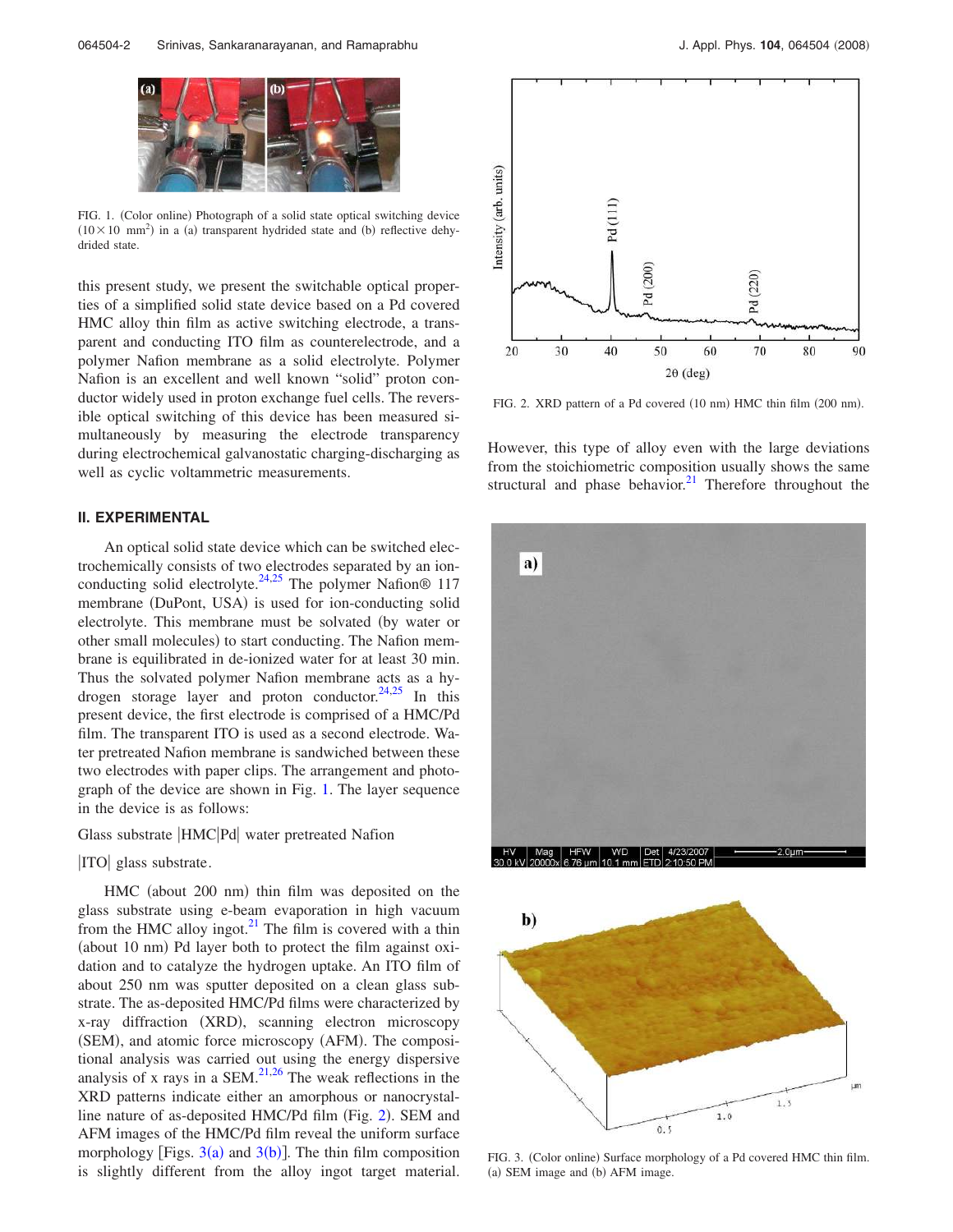FIG. 1. (Color online) Photograph of a solid state optical switching device ($10\times10$ mm$^2$) in a (a) transparent hydrided state and (b) reflective dehydrided state.

this present study, we present the switchable optical properties of a simplified solid state device based on a Pd covered HMC alloy thin film as active switching electrode, a transparent and conducting ITO film as counterelectrode, and a polymer Nafion membrane as a solid electrolyte. Polymer Nafion is an excellent and well known "solid" proton conductor widely used in proton exchange fuel cells. The reversible optical switching of this device has been measured simultaneously by measuring the electrode transparency during electrochemical galvanostatic charging-discharging as well as cyclic voltammetric measurements.

## II. EXPERIMENTAL

An optical solid state device which can be switched electrochemically consists of two electrodes separated by an ion-conducting solid electrolyte.[24,25] The polymer Nafion® 117 membrane (DuPont, USA) is used for ion-conducting solid electrolyte. This membrane must be solvated (by water or other small molecules) to start conducting. The Nafion membrane is equilibrated in de-ionized water for at least 30 min. Thus the solvated polymer Nafion membrane acts as a hydrogen storage layer and proton conductor.[24,25] In this present device, the first electrode is comprised of a HMC/Pd film. The transparent ITO is used as a second electrode. Water pretreated Nafion membrane is sandwiched between these two electrodes with paper clips. The arrangement and photograph of the device are shown in Fig. 1. The layer sequence in the device is as follows:

Glass substrate |HMC|Pd| water pretreated Nafion

|ITO| glass substrate.

HMC (about 200 nm) thin film was deposited on the glass substrate using e-beam evaporation in high vacuum from the HMC alloy ingot.[21] The film is covered with a thin (about 10 nm) Pd layer both to protect the film against oxidation and to catalyze the hydrogen uptake. An ITO film of about 250 nm was sputter deposited on a clean glass substrate. The as-deposited HMC/Pd films were characterized by x-ray diffraction (XRD), scanning electron microscopy (SEM), and atomic force microscopy (AFM). The compositional analysis was carried out using the energy dispersive analysis of x rays in a SEM.[21,26] The weak reflections in the XRD patterns indicate either an amorphous or nanocrystalline nature of as-deposited HMC/Pd film (Fig. 2). SEM and AFM images of the HMC/Pd film reveal the uniform surface morphology [Figs. 3(a) and 3(b)]. The thin film composition is slightly different from the alloy ingot target material.

FIG. 2. XRD pattern of a Pd covered (10 nm) HMC thin film (200 nm).

However, this type of alloy even with the large deviations from the stoichiometric composition usually shows the same structural and phase behavior.[21] Therefore throughout the

FIG. 3. (Color online) Surface morphology of a Pd covered HMC thin film. (a) SEM image and (b) AFM image.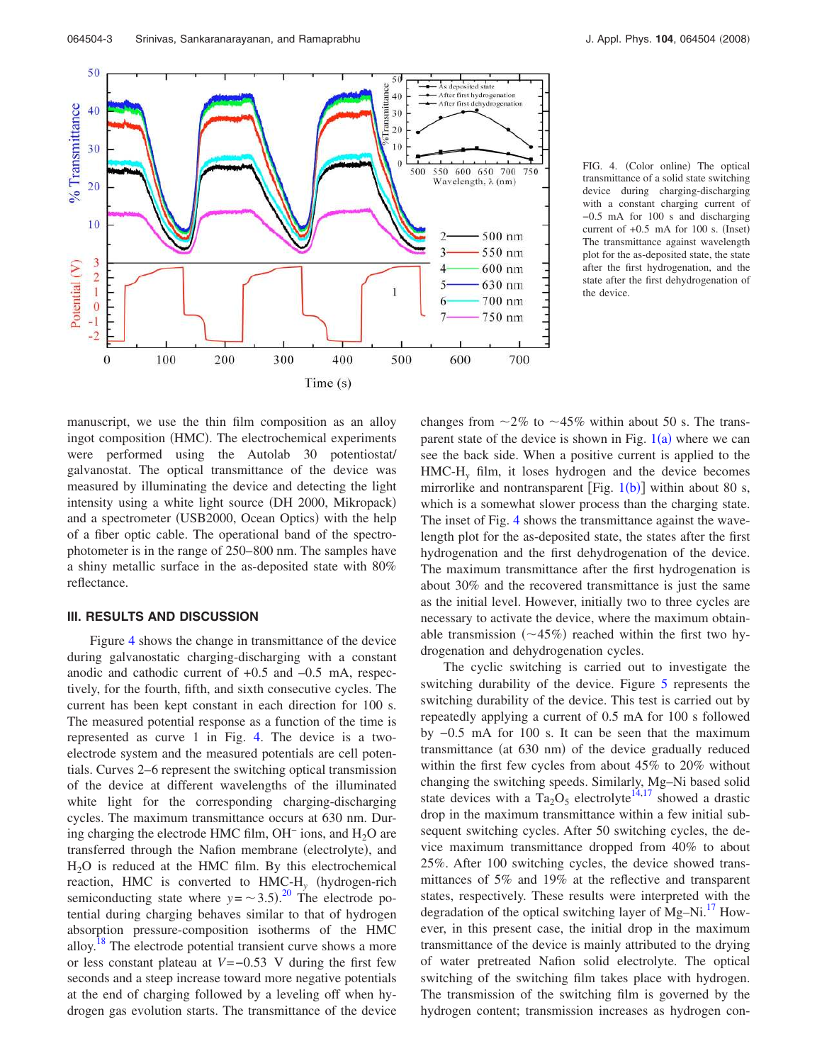FIG. 4. (Color online) The optical transmittance of a solid state switching device during charging-discharging with a constant charging current of −0.5 mA for 100 s and discharging current of +0.5 mA for 100 s. (Inset) The transmittance against wavelength plot for the as-deposited state, the state after the first hydrogenation, and the state after the first dehydrogenation of the device.

manuscript, we use the thin film composition as an alloy ingot composition (HMC). The electrochemical experiments were performed using the Autolab 30 potentiostat/galvanostat. The optical transmittance of the device was measured by illuminating the device and detecting the light intensity using a white light source (DH 2000, Mikropack) and a spectrometer (USB2000, Ocean Optics) with the help of a fiber optic cable. The operational band of the spectrophotometer is in the range of 250–800 nm. The samples have a shiny metallic surface in the as-deposited state with 80% reflectance.

## III. RESULTS AND DISCUSSION

Figure 4 shows the change in transmittance of the device during galvanostatic charging-discharging with a constant anodic and cathodic current of +0.5 and –0.5 mA, respectively, for the fourth, fifth, and sixth consecutive cycles. The current has been kept constant in each direction for 100 s. The measured potential response as a function of the time is represented as curve 1 in Fig. 4. The device is a two-electrode system and the measured potentials are cell potentials. Curves 2–6 represent the switching optical transmission of the device at different wavelengths of the illuminated white light for the corresponding charging-discharging cycles. The maximum transmittance occurs at 630 nm. During charging the electrode HMC film, $OH^-$ ions, and $H_2O$ are transferred through the Nafion membrane (electrolyte), and $H_2O$ is reduced at the HMC film. By this electrochemical reaction, HMC is converted to HMC-$H_y$ (hydrogen-rich semiconducting state where $y=\sim3.5$).[20] The electrode potential during charging behaves similar to that of hydrogen absorption pressure-composition isotherms of the HMC alloy.[18] The electrode potential transient curve shows a more or less constant plateau at $V=-0.53$ V during the first few seconds and a steep increase toward more negative potentials at the end of charging followed by a leveling off when hydrogen gas evolution starts. The transmittance of the device changes from ~2% to ~45% within about 50 s. The transparent state of the device is shown in Fig. 1(a) where we can see the back side. When a positive current is applied to the HMC-$H_y$ film, it loses hydrogen and the device becomes mirrorlike and nontransparent [Fig. 1(b)] within about 80 s, which is a somewhat slower process than the charging state. The inset of Fig. 4 shows the transmittance against the wavelength plot for the as-deposited state, the states after the first hydrogenation and the first dehydrogenation of the device. The maximum transmittance after the first hydrogenation is about 30% and the recovered transmittance is just the same as the initial level. However, initially two to three cycles are necessary to activate the device, where the maximum obtainable transmission (~45%) reached within the first two hydrogenation and dehydrogenation cycles.

The cyclic switching is carried out to investigate the switching durability of the device. Figure 5 represents the switching durability of the device. This test is carried out by repeatedly applying a current of 0.5 mA for 100 s followed by −0.5 mA for 100 s. It can be seen that the maximum transmittance (at 630 nm) of the device gradually reduced within the first few cycles from about 45% to 20% without changing the switching speeds. Similarly, Mg–Ni based solid state devices with a $Ta_2O_5$ electrolyte[14,17] showed a drastic drop in the maximum transmittance within a few initial subsequent switching cycles. After 50 switching cycles, the device maximum transmittance dropped from 40% to about 25%. After 100 switching cycles, the device showed transmittances of 5% and 19% at the reflective and transparent states, respectively. These results were interpreted with the degradation of the optical switching layer of Mg–Ni.[17] However, in this present case, the initial drop in the maximum transmittance of the device is mainly attributed to the drying of water pretreated Nafion solid electrolyte. The optical switching of the switching film takes place with hydrogen. The transmission of the switching film is governed by the hydrogen content; transmission increases as hydrogen con-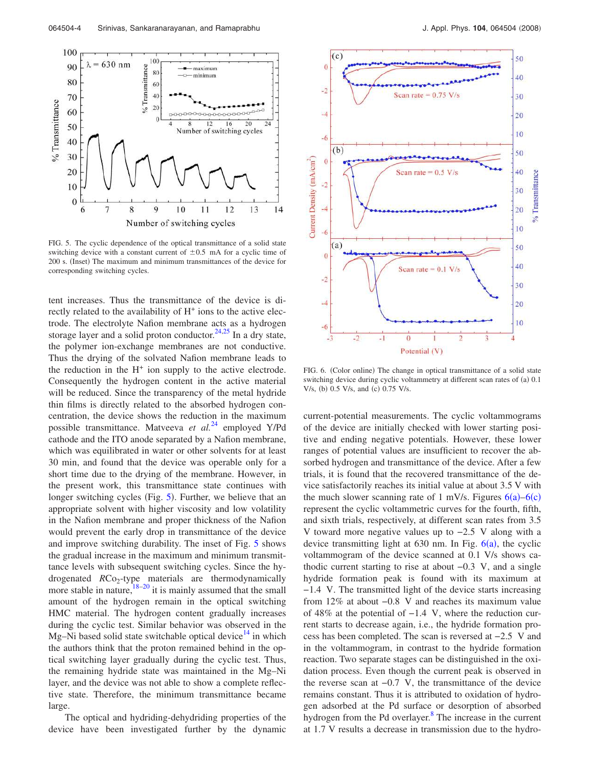FIG. 5. The cyclic dependence of the optical transmittance of a solid state switching device with a constant current of $\pm 0.5$ mA for a cyclic time of 200 s. (Inset) The maximum and minimum transmittances of the device for corresponding switching cycles.

tent increases. Thus the transmittance of the device is directly related to the availability of $H^+$ ions to the active electrode. The electrolyte Nafion membrane acts as a hydrogen storage layer and a solid proton conductor.[24,25] In a dry state, the polymer ion-exchange membranes are not conductive. Thus the drying of the solvated Nafion membrane leads to the reduction in the $H^+$ ion supply to the active electrode. Consequently the hydrogen content in the active material will be reduced. Since the transparency of the metal hydride thin films is directly related to the absorbed hydrogen concentration, the device shows the reduction in the maximum possible transmittance. Matveeva *et al.*[24] employed Y/Pd cathode and the ITO anode separated by a Nafion membrane, which was equilibrated in water or other solvents for at least 30 min, and found that the device was operable only for a short time due to the drying of the membrane. However, in the present work, this transmittance state continues with longer switching cycles (Fig. 5). Further, we believe that an appropriate solvent with higher viscosity and low volatility in the Nafion membrane and proper thickness of the Nafion would prevent the early drop in transmittance of the device and improve switching durability. The inset of Fig. 5 shows the gradual increase in the maximum and minimum transmittance levels with subsequent switching cycles. Since the hydrogenated $RCo_2$-type materials are thermodynamically more stable in nature,[18–20] it is mainly assumed that the small amount of the hydrogen remain in the optical switching HMC material. The hydrogen content gradually increases during the cyclic test. Similar behavior was observed in the Mg–Ni based solid state switchable optical device[14] in which the authors think that the proton remained behind in the optical switching layer gradually during the cyclic test. Thus, the remaining hydride state was maintained in the Mg–Ni layer, and the device was not able to show a complete reflective state. Therefore, the minimum transmittance became large.

The optical and hydriding-dehydriding properties of the device have been investigated further by the dynamic current-potential measurements. The cyclic voltammograms of the device are initially checked with lower starting positive and ending negative potentials. However, these lower ranges of potential values are insufficient to recover the absorbed hydrogen and transmittance of the device. After a few trials, it is found that the recovered transmittance of the device satisfactorily reaches its initial value at about 3.5 V with the much slower scanning rate of 1 mV/s. Figures 6(a)–6(c) represent the cyclic voltammetric curves for the fourth, fifth, and sixth trials, respectively, at different scan rates from 3.5 V toward more negative values up to −2.5 V along with a device transmitting light at 630 nm. In Fig. 6(a), the cyclic voltammogram of the device scanned at 0.1 V/s shows cathodic current starting to rise at about −0.3 V, and a single hydride formation peak is found with its maximum at −1.4 V. The transmitted light of the device starts increasing from 12% at about −0.8 V and reaches its maximum value of 48% at the potential of −1.4 V, where the reduction current starts to decrease again, i.e., the hydride formation process has been completed. The scan is reversed at −2.5 V and in the voltammogram, in contrast to the hydride formation reaction. Two separate stages can be distinguished in the oxidation process. Even though the current peak is observed in the reverse scan at −0.7 V, the transmittance of the device remains constant. Thus it is attributed to oxidation of hydrogen adsorbed at the Pd surface or desorption of absorbed hydrogen from the Pd overlayer.[8] The increase in the current at 1.7 V results a decrease in transmission due to the hydro-

FIG. 6. (Color online) The change in optical transmittance of a solid state switching device during cyclic voltammetry at different scan rates of (a) 0.1 V/s, (b) 0.5 V/s, and (c) 0.75 V/s.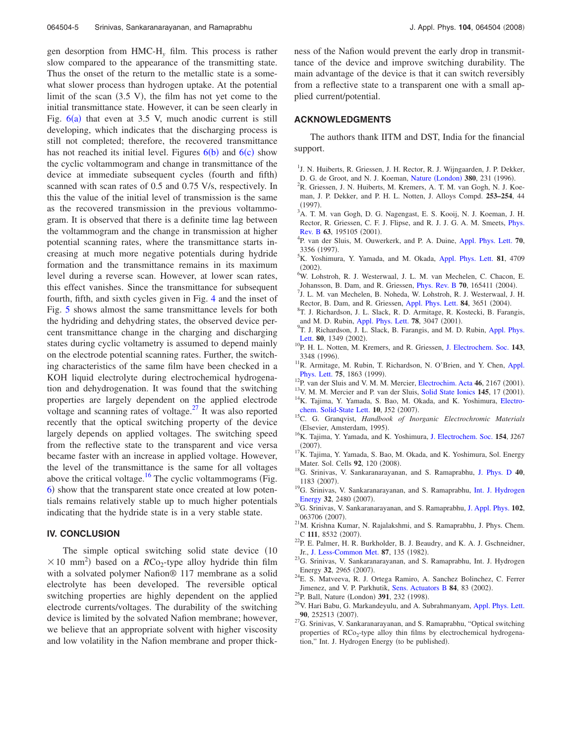gen desorption from HMC-$H_y$ film. This process is rather slow compared to the appearance of the transmitting state. Thus the onset of the return to the metallic state is a somewhat slower process than hydrogen uptake. At the potential limit of the scan (3.5 V), the film has not yet come to the initial transmittance state. However, it can be seen clearly in Fig. 6(a) that even at 3.5 V, much anodic current is still developing, which indicates that the discharging process is still not completed; therefore, the recovered transmittance has not reached its initial level. Figures 6(b) and 6(c) show the cyclic voltammogram and change in transmittance of the device at immediate subsequent cycles (fourth and fifth) scanned with scan rates of 0.5 and 0.75 V/s, respectively. In this the value of the initial level of transmission is the same as the recovered transmission in the previous voltammogram. It is observed that there is a definite time lag between the voltammogram and the change in transmission at higher potential scanning rates, where the transmittance starts increasing at much more negative potentials during hydride formation and the transmittance remains in its maximum level during a reverse scan. However, at lower scan rates, this effect vanishes. Since the transmittance for subsequent fourth, fifth, and sixth cycles given in Fig. 4 and the inset of Fig. 5 shows almost the same transmittance levels for both the hydriding and dehydriding states, the observed device percent transmittance change in the charging and discharging states during cyclic voltametry is assumed to depend mainly on the electrode potential scanning rates. Further, the switching characteristics of the same film have been checked in a KOH liquid electrolyte during electrochemical hydrogenation and dehydrogenation. It was found that the switching properties are largely dependent on the applied electrode voltage and scanning rates of voltage.[27] It was also reported recently that the optical switching property of the device largely depends on applied voltages. The switching speed from the reflective state to the transparent and vice versa became faster with an increase in applied voltage. However, the level of the transmittance is the same for all voltages above the critical voltage.[16] The cyclic voltammograms (Fig. 6) show that the transparent state once created at low potentials remains relatively stable up to much higher potentials indicating that the hydride state is in a very stable state.

## IV. CONCLUSION

The simple optical switching solid state device ($10 \times 10$ mm$^2$) based on a $R$Co$_2$-type alloy hydride thin film with a solvated polymer Nafion® 117 membrane as a solid electrolyte has been developed. The reversible optical switching properties are highly dependent on the applied electrode currents/voltages. The durability of the switching device is limited by the solvated Nafion membrane; however, we believe that an appropriate solvent with higher viscosity and low volatility in the Nafion membrane and proper thickness of the Nafion would prevent the early drop in transmittance of the device and improve switching durability. The main advantage of the device is that it can switch reversibly from a reflective state to a transparent one with a small applied current/potential.

## ACKNOWLEDGMENTS

The authors thank IITM and DST, India for the financial support.

[1] J. N. Huiberts, R. Griessen, J. H. Rector, R. J. Wijngaarden, J. P. Dekker, D. G. de Groot, and N. J. Koeman, Nature (London) **380**, 231 (1996).

[2] R. Griessen, J. N. Huiberts, M. Kremers, A. T. M. van Gogh, N. J. Koeman, J. P. Dekker, and P. H. L. Notten, J. Alloys Compd. **253–254**, 44 (1997).

[3] A. T. M. van Gogh, D. G. Nagengast, E. S. Kooij, N. J. Koeman, J. H. Rector, R. Griessen, C. F. J. Flipse, and R. J. J. G. A. M. Smeets, Phys. Rev. B **63**, 195105 (2001).

[4] P. van der Sluis, M. Ouwerkerk, and P. A. Duine, Appl. Phys. Lett. **70**, 3356 (1997).

[5] K. Yoshimura, Y. Yamada, and M. Okada, Appl. Phys. Lett. **81**, 4709 (2002).

[6] W. Lohstroh, R. J. Westerwaal, J. L. M. van Mechelen, C. Chacon, E. Johansson, B. Dam, and R. Griessen, Phys. Rev. B **70**, 165411 (2004).

[7] J. L. M. van Mechelen, B. Noheda, W. Lohstroh, R. J. Westerwaal, J. H. Rector, B. Dam, and R. Griessen, Appl. Phys. Lett. **84**, 3651 (2004).

[8] T. J. Richardson, J. L. Slack, R. D. Armitage, R. Kostecki, B. Farangis, and M. D. Rubin, Appl. Phys. Lett. **78**, 3047 (2001).

[9] T. J. Richardson, J. L. Slack, B. Farangis, and M. D. Rubin, Appl. Phys. Lett. **80**, 1349 (2002).

[10] P. H. L. Notten, M. Kremers, and R. Griessen, J. Electrochem. Soc. **143**, 3348 (1996).

[11] R. Armitage, M. Rubin, T. Richardson, N. O'Brien, and Y. Chen, Appl. Phys. Lett. **75**, 1863 (1999).

[12] P. van der Sluis and V. M. M. Mercier, Electrochim. Acta **46**, 2167 (2001).

[13] V. M. M. Mercier and P. van der Sluis, Solid State Ionics **145**, 17 (2001).

[14] K. Tajima, Y. Yamada, S. Bao, M. Okada, and K. Yoshimura, Electrochem. Solid-State Lett. **10**, J52 (2007).

[15] C. G. Granqvist, *Handbook of Inorganic Electrochromic Materials* (Elsevier, Amsterdam, 1995).

[16] K. Tajima, Y. Yamada, and K. Yoshimura, J. Electrochem. Soc. **154**, J267 (2007).

[17] K. Tajima, Y. Yamada, S. Bao, M. Okada, and K. Yoshimura, Sol. Energy Mater. Sol. Cells **92**, 120 (2008).

[18] G. Srinivas, V. Sankaranarayanan, and S. Ramaprabhu, J. Phys. D **40**, 1183 (2007).

[19] G. Srinivas, V. Sankaranarayanan, and S. Ramaprabhu, Int. J. Hydrogen Energy **32**, 2480 (2007).

[20] G. Srinivas, V. Sankaranarayanan, and S. Ramaprabhu, J. Appl. Phys. **102**, 063706 (2007).

[21] M. Krishna Kumar, N. Rajalakshmi, and S. Ramaprabhu, J. Phys. Chem. C **111**, 8532 (2007).

[22] P. E. Palmer, H. R. Burkholder, B. J. Beaudry, and K. A. J. Gschneidner, Jr., J. Less-Common Met. **87**, 135 (1982).

[23] G. Srinivas, V. Sankaranarayanan, and S. Ramaprabhu, Int. J. Hydrogen Energy **32**, 2965 (2007).

[24] E. S. Matveeva, R. J. Ortega Ramiro, A. Sanchez Bolinchez, C. Ferrer Jimenez, and V. P. Parkhutik, Sens. Actuators B **84**, 83 (2002).

[25] P. Ball, Nature (London) **391**, 232 (1998).

[26] V. Hari Babu, G. Markandeyulu, and A. Subrahmanyam, Appl. Phys. Lett. **90**, 252513 (2007).

[27] G. Srinivas, V. Sankaranarayanan, and S. Ramaprabhu, "Optical switching properties of $R$Co$_2$-type alloy thin films by electrochemical hydrogenation," Int. J. Hydrogen Energy (to be published).